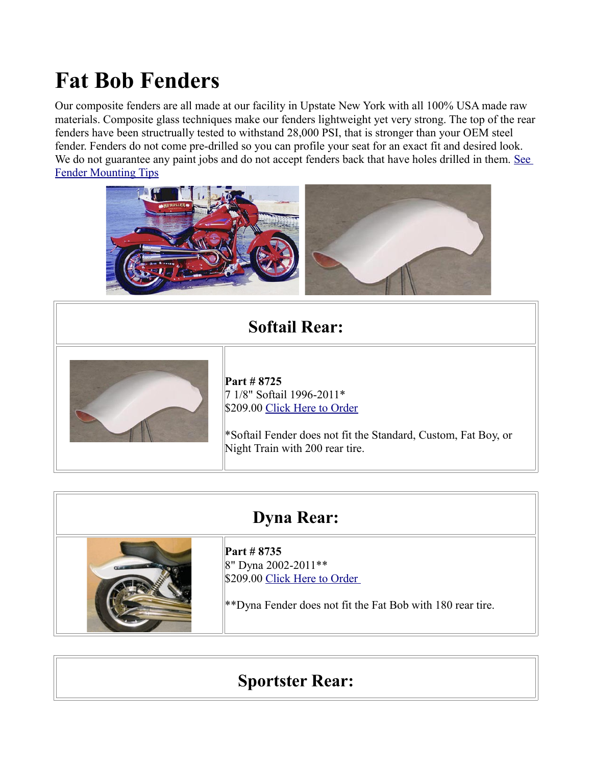# Fat Bob Fenders

Our composite fenders are all made at our facility in Upstate New York with all 100% USA made raw materials. Composite glass techniques make our fenders lightweight yet very strong. The top of the rear fenders have been structrually tested to withstand 28,000 PSI, that is stronger than your OEM steel fender. Fenders do not come pre-drilled so you can profile your seat for an exact fit and desired look. We do not guarantee any paint jobs and do not accept fenders back that have holes drilled in them. See Fender Mounting Tips

## Softail Rear:

**Part # 8725**
7 1/8" Softail 1996-2011*
$209.00 Click Here to Order

*Softail Fender does not fit the Standard, Custom, Fat Boy, or Night Train with 200 rear tire.

## Dyna Rear:

**Part # 8735**
8" Dyna 2002-2011**
$209.00 Click Here to Order

**Dyna Fender does not fit the Fat Bob with 180 rear tire.

## Sportster Rear: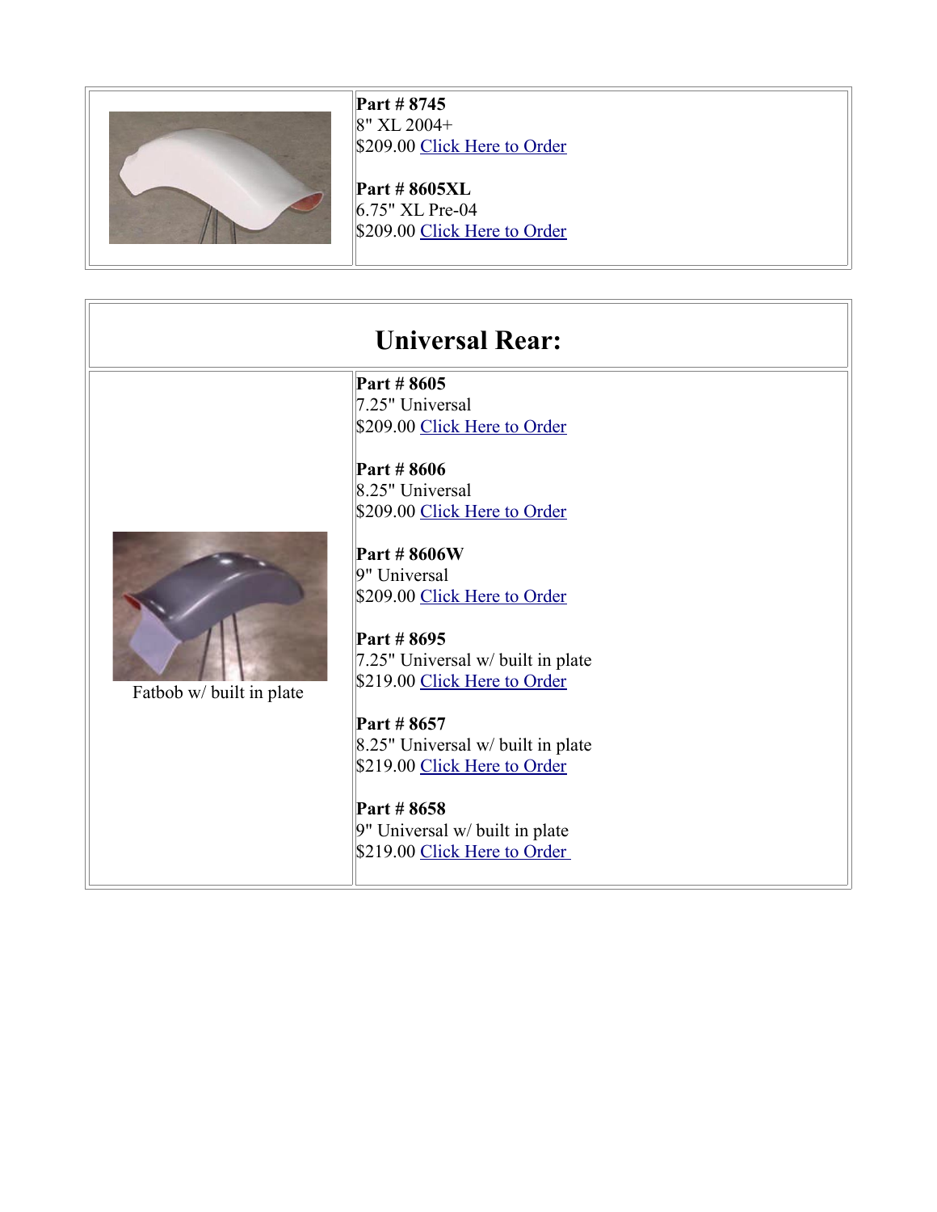| | |
|---|---|
| | **Part # 8745**<br>8" XL 2004+<br>$209.00 Click Here to Order<br><br>**Part # 8605XL**<br>6.75" XL Pre-04<br>$209.00 Click Here to Order |

## Universal Rear:

| | |
|---|---|
| Fatbob w/ built in plate | **Part # 8605**<br>7.25" Universal<br>$209.00 Click Here to Order<br><br>**Part # 8606**<br>8.25" Universal<br>$209.00 Click Here to Order<br><br>**Part # 8606W**<br>9" Universal<br>$209.00 Click Here to Order<br><br>**Part # 8695**<br>7.25" Universal w/ built in plate<br>$219.00 Click Here to Order<br><br>**Part # 8657**<br>8.25" Universal w/ built in plate<br>$219.00 Click Here to Order<br><br>**Part # 8658**<br>9" Universal w/ built in plate<br>$219.00 Click Here to Order |